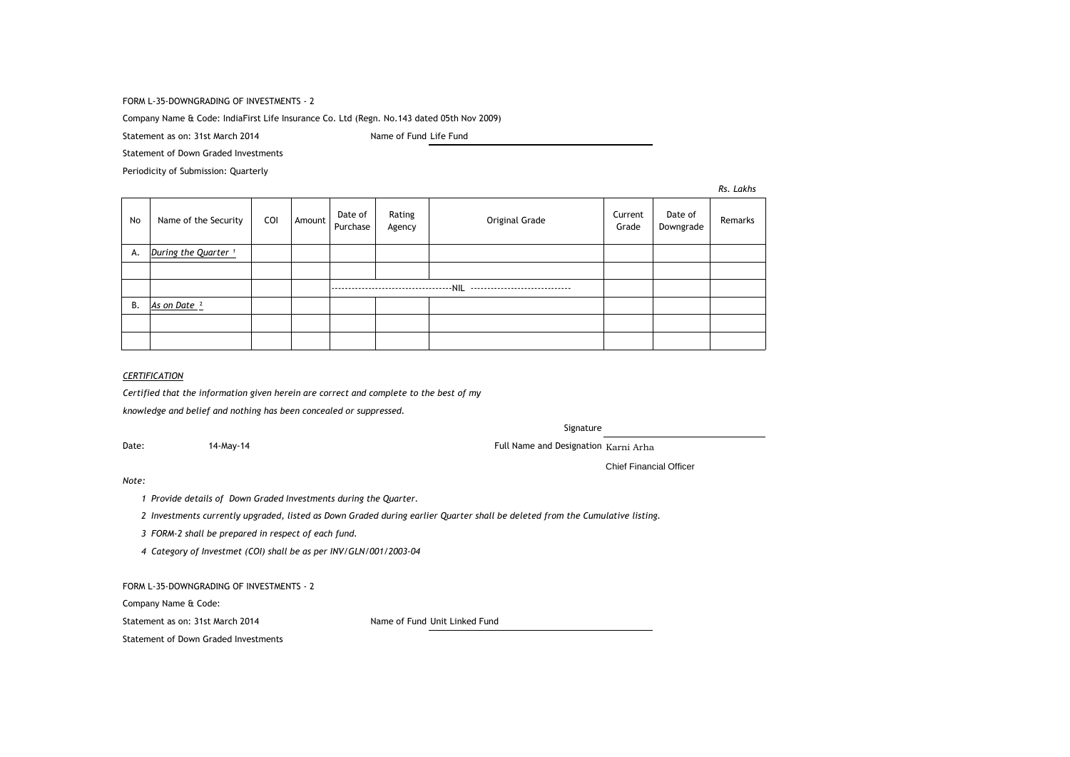FORM L-35-DOWNGRADING OF INVESTMENTS - 2

Company Name & Code: IndiaFirst Life Insurance Co. Ltd (Regn. No.143 dated 05th Nov 2009)

Statement as on: 31st March 2014 Name of Fund Life Fund

Statement of Down Graded Investments

Periodicity of Submission: Quarterly

*Rs. Lakhs*

| No | Name of the Security | COI | Amount | Date of Purchase | Rating Agency | Original Grade | Current Grade | Date of Downgrade | Remarks |
|---|---|---|---|---|---|---|---|---|---|
| A. | *During the Quarter* [1] | | | | | | | | |
| | | | | | | | | | |
| | | | | -------------------------------------NIL ------------------------------ | | | | | |
| B. | *As on Date* [2] | | | | | | | | |
| | | | | | | | | | |
| | | | | | | | | | |

*CERTIFICATION*

*Certified that the information given herein are correct and complete to the best of my knowledge and belief and nothing has been concealed or suppressed.*

Signature

Date: 14-May-14

Full Name and Designation Karni Arha

Chief Financial Officer

*Note:*

1. *Provide details of Down Graded Investments during the Quarter.*
2. *Investments currently upgraded, listed as Down Graded during earlier Quarter shall be deleted from the Cumulative listing.*
3. *FORM-2 shall be prepared in respect of each fund.*
4. *Category of Investmet (COI) shall be as per INV/GLN/001/2003-04*

FORM L-35-DOWNGRADING OF INVESTMENTS - 2

Company Name & Code:

Statement as on: 31st March 2014 Name of Fund Unit Linked Fund

Statement of Down Graded Investments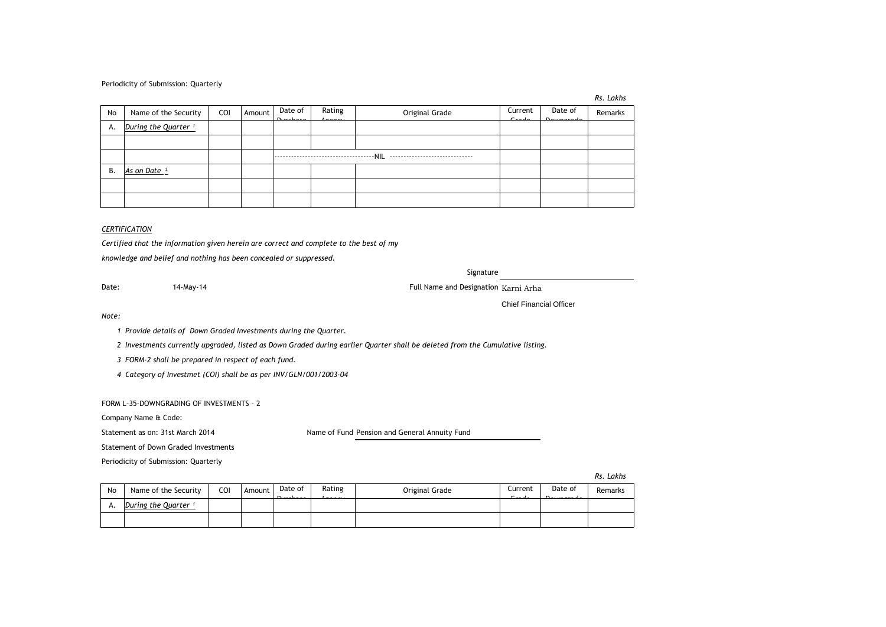Periodicity of Submission: Quarterly

*Rs. Lakhs*

| No | Name of the Security | COI | Amount | Date of Purchase | Rating Agency | Original Grade | Current Grade | Date of Downgrade | Remarks |
|---|---|---|---|---|---|---|---|---|---|
| A. | *During the Quarter* [1] | | | | | | | | |
| | | | | | | | | | |
| | | | | ------------------------------------NIL ------------------------------ | | | | | |
| B. | *As on Date* [2] | | | | | | | | |
| | | | | | | | | | |
| | | | | | | | | | |

*CERTIFICATION*

*Certified that the information given herein are correct and complete to the best of my knowledge and belief and nothing has been concealed or suppressed.*

Signature

Date: 14-May-14

Full Name and Designation Karni Arha

Chief Financial Officer

*Note:*

*1 Provide details of Down Graded Investments during the Quarter.*

*2 Investments currently upgraded, listed as Down Graded during earlier Quarter shall be deleted from the Cumulative listing.*

*3 FORM-2 shall be prepared in respect of each fund.*

*4 Category of Investmet (COI) shall be as per INV/GLN/001/2003-04*

FORM L-35-DOWNGRADING OF INVESTMENTS - 2

Company Name & Code:

Statement as on: 31st March 2014

Name of Fund Pension and General Annuity Fund

Statement of Down Graded Investments

Periodicity of Submission: Quarterly

*Rs. Lakhs*

| No | Name of the Security | COI | Amount | Date of Purchase | Rating Agency | Original Grade | Current Grade | Date of Downgrade | Remarks |
|---|---|---|---|---|---|---|---|---|---|
| A. | *During the Quarter* [1] | | | | | | | | |
| | | | | | | | | | |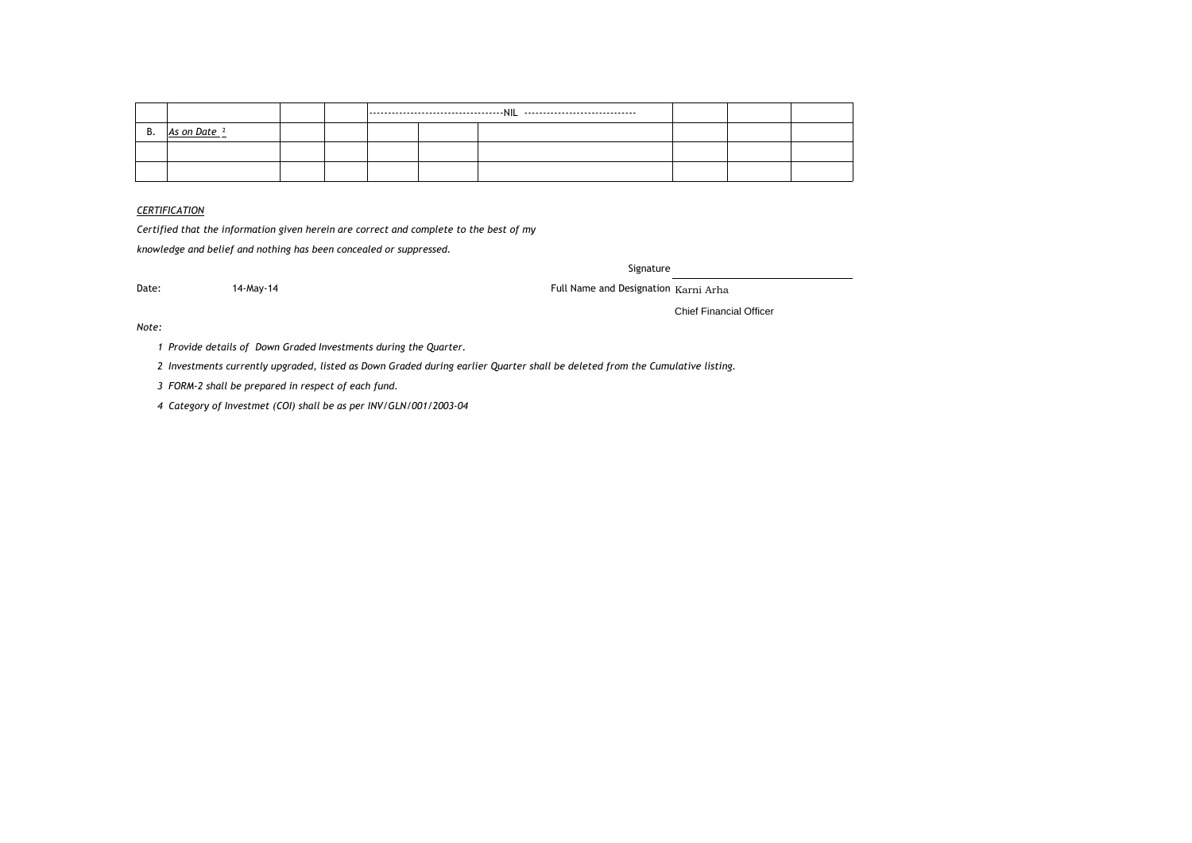| | | | | | | | | | |
|---|---|---|---|---|---|---|---|---|---|
| | | | | ------------------------------------NIL ------------------------------ | | | | | |
| B. | *As on Date* [2] | | | | | | | | |
| | | | | | | | | | |
| | | | | | | | | | |

*CERTIFICATION*

*Certified that the information given herein are correct and complete to the best of my knowledge and belief and nothing has been concealed or suppressed.*

Signature

Date: 14-May-14

Full Name and Designation Karni Arha

Chief Financial Officer

*Note:*

1 *Provide details of Down Graded Investments during the Quarter.*

2 *Investments currently upgraded, listed as Down Graded during earlier Quarter shall be deleted from the Cumulative listing.*

3 *FORM-2 shall be prepared in respect of each fund.*

4 *Category of Investmet (COI) shall be as per INV/GLN/001/2003-04*